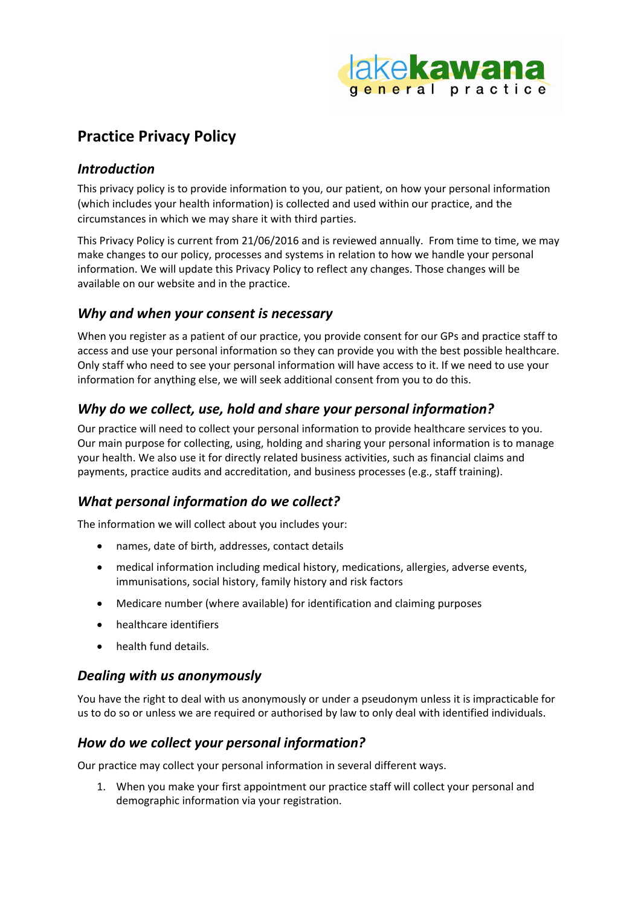# Practice Privacy Policy

## *Introduction*

This privacy policy is to provide information to you, our patient, on how your personal information (which includes your health information) is collected and used within our practice, and the circumstances in which we may share it with third parties.

This Privacy Policy is current from 21/06/2016 and is reviewed annually. From time to time, we may make changes to our policy, processes and systems in relation to how we handle your personal information. We will update this Privacy Policy to reflect any changes. Those changes will be available on our website and in the practice.

## *Why and when your consent is necessary*

When you register as a patient of our practice, you provide consent for our GPs and practice staff to access and use your personal information so they can provide you with the best possible healthcare. Only staff who need to see your personal information will have access to it. If we need to use your information for anything else, we will seek additional consent from you to do this.

## *Why do we collect, use, hold and share your personal information?*

Our practice will need to collect your personal information to provide healthcare services to you. Our main purpose for collecting, using, holding and sharing your personal information is to manage your health. We also use it for directly related business activities, such as financial claims and payments, practice audits and accreditation, and business processes (e.g., staff training).

## *What personal information do we collect?*

The information we will collect about you includes your:

- names, date of birth, addresses, contact details
- medical information including medical history, medications, allergies, adverse events, immunisations, social history, family history and risk factors
- Medicare number (where available) for identification and claiming purposes
- healthcare identifiers
- health fund details.

## *Dealing with us anonymously*

You have the right to deal with us anonymously or under a pseudonym unless it is impracticable for us to do so or unless we are required or authorised by law to only deal with identified individuals.

## *How do we collect your personal information?*

Our practice may collect your personal information in several different ways.

1. When you make your first appointment our practice staff will collect your personal and demographic information via your registration.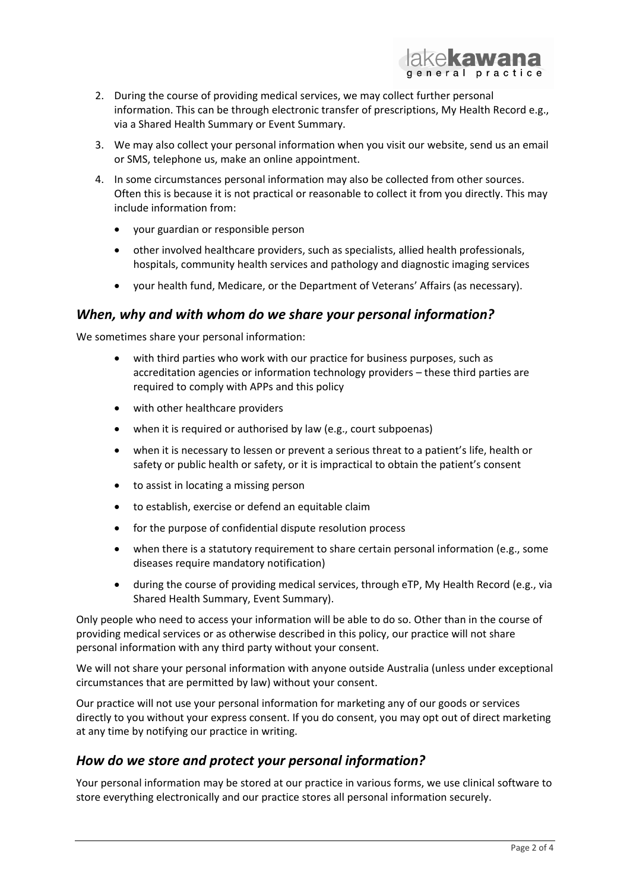2. During the course of providing medical services, we may collect further personal information. This can be through electronic transfer of prescriptions, My Health Record e.g., via a Shared Health Summary or Event Summary.
3. We may also collect your personal information when you visit our website, send us an email or SMS, telephone us, make an online appointment.
4. In some circumstances personal information may also be collected from other sources. Often this is because it is not practical or reasonable to collect it from you directly. This may include information from:
   - your guardian or responsible person
   - other involved healthcare providers, such as specialists, allied health professionals, hospitals, community health services and pathology and diagnostic imaging services
   - your health fund, Medicare, or the Department of Veterans' Affairs (as necessary).

## *When, why and with whom do we share your personal information?*

We sometimes share your personal information:

- with third parties who work with our practice for business purposes, such as accreditation agencies or information technology providers – these third parties are required to comply with APPs and this policy
- with other healthcare providers
- when it is required or authorised by law (e.g., court subpoenas)
- when it is necessary to lessen or prevent a serious threat to a patient's life, health or safety or public health or safety, or it is impractical to obtain the patient's consent
- to assist in locating a missing person
- to establish, exercise or defend an equitable claim
- for the purpose of confidential dispute resolution process
- when there is a statutory requirement to share certain personal information (e.g., some diseases require mandatory notification)
- during the course of providing medical services, through eTP, My Health Record (e.g., via Shared Health Summary, Event Summary).

Only people who need to access your information will be able to do so. Other than in the course of providing medical services or as otherwise described in this policy, our practice will not share personal information with any third party without your consent.

We will not share your personal information with anyone outside Australia (unless under exceptional circumstances that are permitted by law) without your consent.

Our practice will not use your personal information for marketing any of our goods or services directly to you without your express consent. If you do consent, you may opt out of direct marketing at any time by notifying our practice in writing.

## *How do we store and protect your personal information?*

Your personal information may be stored at our practice in various forms, we use clinical software to store everything electronically and our practice stores all personal information securely.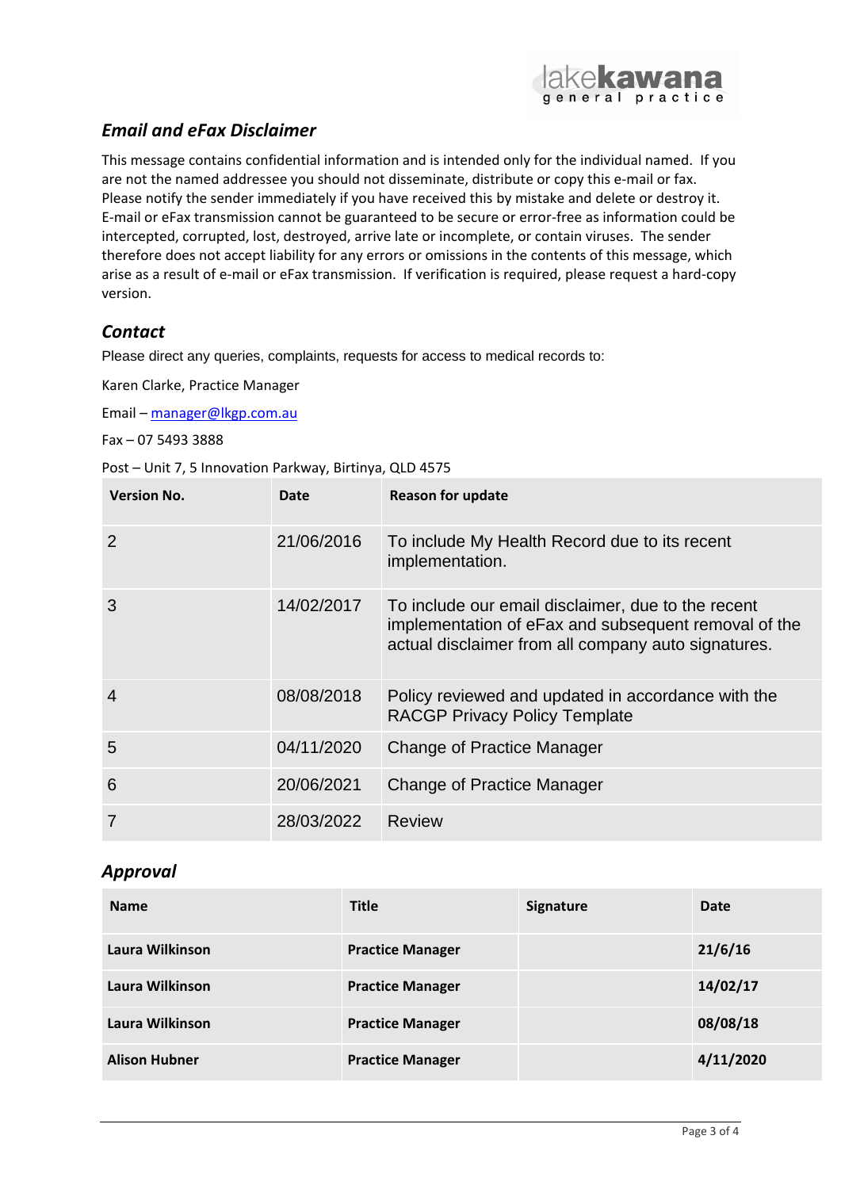## *Email and eFax Disclaimer*

This message contains confidential information and is intended only for the individual named. If you are not the named addressee you should not disseminate, distribute or copy this e-mail or fax. Please notify the sender immediately if you have received this by mistake and delete or destroy it. E-mail or eFax transmission cannot be guaranteed to be secure or error-free as information could be intercepted, corrupted, lost, destroyed, arrive late or incomplete, or contain viruses. The sender therefore does not accept liability for any errors or omissions in the contents of this message, which arise as a result of e-mail or eFax transmission. If verification is required, please request a hard-copy version.

## *Contact*

Please direct any queries, complaints, requests for access to medical records to:

Karen Clarke, Practice Manager

Email – manager@lkgp.com.au

Fax – 07 5493 3888

Post – Unit 7, 5 Innovation Parkway, Birtinya, QLD 4575

| **Version No.** | **Date** | **Reason for update** |
|---|---|---|
| 2 | 21/06/2016 | To include My Health Record due to its recent implementation. |
| 3 | 14/02/2017 | To include our email disclaimer, due to the recent implementation of eFax and subsequent removal of the actual disclaimer from all company auto signatures. |
| 4 | 08/08/2018 | Policy reviewed and updated in accordance with the RACGP Privacy Policy Template |
| 5 | 04/11/2020 | Change of Practice Manager |
| 6 | 20/06/2021 | Change of Practice Manager |
| 7 | 28/03/2022 | Review |

## *Approval*

| **Name** | **Title** | **Signature** | **Date** |
|---|---|---|---|
| **Laura Wilkinson** | **Practice Manager** | | **21/6/16** |
| **Laura Wilkinson** | **Practice Manager** | | **14/02/17** |
| **Laura Wilkinson** | **Practice Manager** | | **08/08/18** |
| **Alison Hubner** | **Practice Manager** | | **4/11/2020** |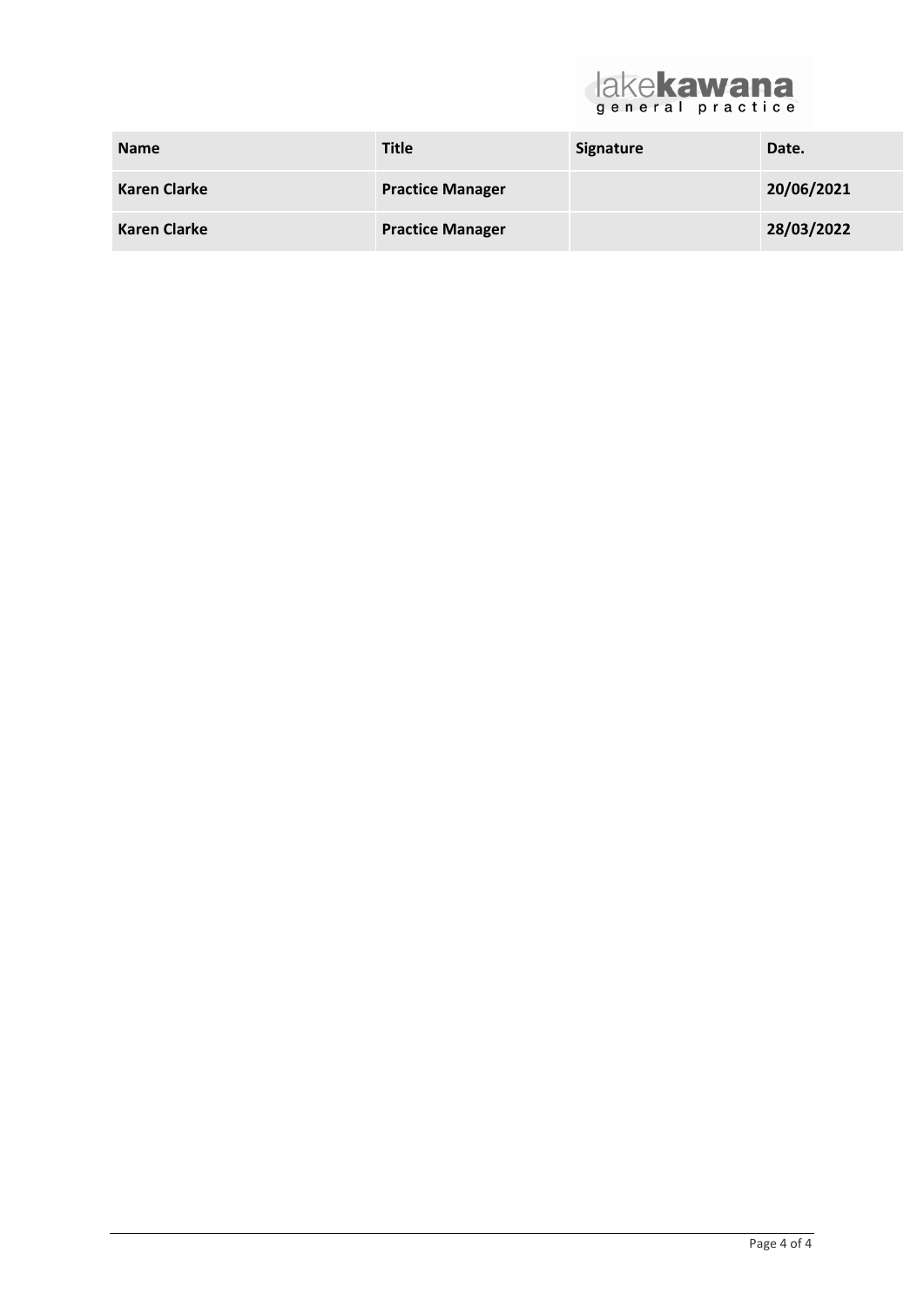| Name | Title | Signature | Date. |
| --- | --- | --- | --- |
| **Karen Clarke** | **Practice Manager** | | **20/06/2021** |
| **Karen Clarke** | **Practice Manager** | | **28/03/2022** |